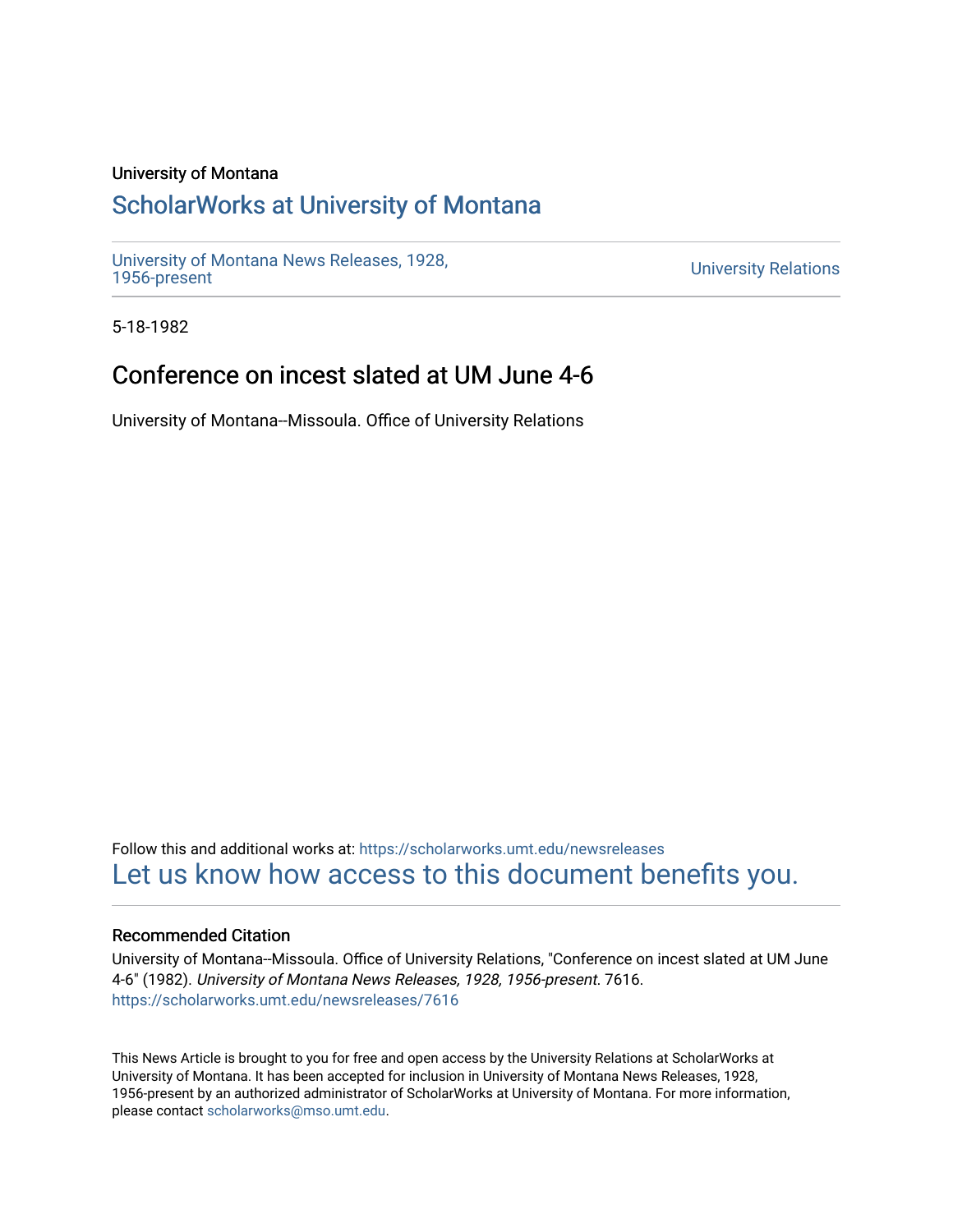University of Montana

# ScholarWorks at University of Montana

University of Montana News Releases, 1928, 1956-present

University Relations

5-18-1982

## Conference on incest slated at UM June 4-6

University of Montana--Missoula. Office of University Relations

Follow this and additional works at: https://scholarworks.umt.edu/newsreleases

Let us know how access to this document benefits you.

### Recommended Citation

University of Montana--Missoula. Office of University Relations, "Conference on incest slated at UM June 4-6" (1982). *University of Montana News Releases, 1928, 1956-present*. 7616.
https://scholarworks.umt.edu/newsreleases/7616

This News Article is brought to you for free and open access by the University Relations at ScholarWorks at University of Montana. It has been accepted for inclusion in University of Montana News Releases, 1928, 1956-present by an authorized administrator of ScholarWorks at University of Montana. For more information, please contact scholarworks@mso.umt.edu.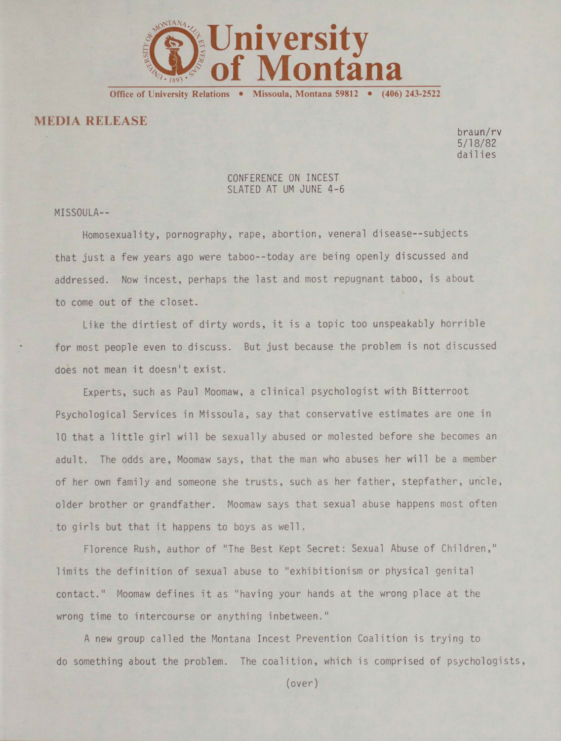**University of Montana**

Office of University Relations • Missoula, Montana 59812 • (406) 243-2522

**MEDIA RELEASE**

braun/rv
5/18/82
dailies

CONFERENCE ON INCEST
SLATED AT UM JUNE 4-6

MISSOULA--

Homosexuality, pornography, rape, abortion, veneral disease--subjects that just a few years ago were taboo--today are being openly discussed and addressed. Now incest, perhaps the last and most repugnant taboo, is about to come out of the closet.

Like the dirtiest of dirty words, it is a topic too unspeakably horrible for most people even to discuss. But just because the problem is not discussed does not mean it doesn't exist.

Experts, such as Paul Moomaw, a clinical psychologist with Bitterroot Psychological Services in Missoula, say that conservative estimates are one in 10 that a little girl will be sexually abused or molested before she becomes an adult. The odds are, Moomaw says, that the man who abuses her will be a member of her own family and someone she trusts, such as her father, stepfather, uncle, older brother or grandfather. Moomaw says that sexual abuse happens most often to girls but that it happens to boys as well.

Florence Rush, author of "The Best Kept Secret: Sexual Abuse of Children," limits the definition of sexual abuse to "exhibitionism or physical genital contact." Moomaw defines it as "having your hands at the wrong place at the wrong time to intercourse or anything inbetween."

A new group called the Montana Incest Prevention Coalition is trying to do something about the problem. The coalition, which is comprised of psychologists,

(over)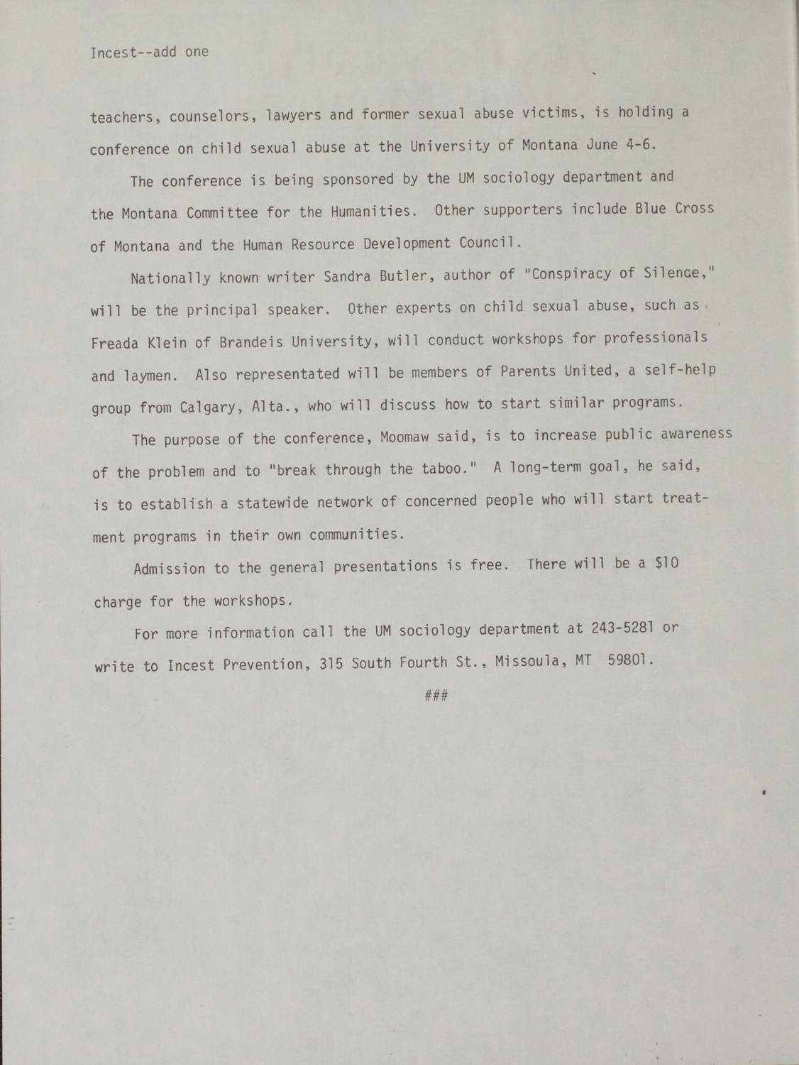Incest--add one

teachers, counselors, lawyers and former sexual abuse victims, is holding a conference on child sexual abuse at the University of Montana June 4-6.

The conference is being sponsored by the UM sociology department and the Montana Committee for the Humanities. Other supporters include Blue Cross of Montana and the Human Resource Development Council.

Nationally known writer Sandra Butler, author of "Conspiracy of Silence," will be the principal speaker. Other experts on child sexual abuse, such as Freada Klein of Brandeis University, will conduct workshops for professionals and laymen. Also representated will be members of Parents United, a self-help group from Calgary, Alta., who will discuss how to start similar programs.

The purpose of the conference, Moomaw said, is to increase public awareness of the problem and to "break through the taboo." A long-term goal, he said, is to establish a statewide network of concerned people who will start treatment programs in their own communities.

Admission to the general presentations is free. There will be a $10 charge for the workshops.

For more information call the UM sociology department at 243-5281 or write to Incest Prevention, 315 South Fourth St., Missoula, MT 59801.

###